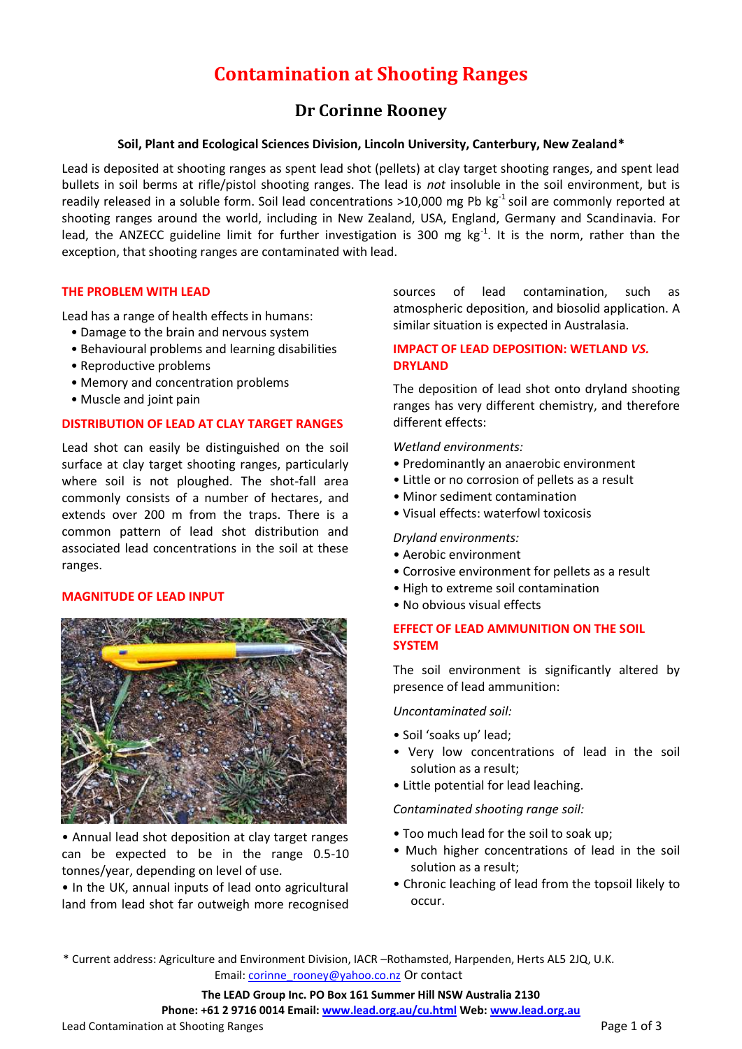# Contamination at Shooting Ranges

## Dr Corinne Rooney

**Soil, Plant and Ecological Sciences Division, Lincoln University, Canterbury, New Zealand***

Lead is deposited at shooting ranges as spent lead shot (pellets) at clay target shooting ranges, and spent lead bullets in soil berms at rifle/pistol shooting ranges. The lead is *not* insoluble in the soil environment, but is readily released in a soluble form. Soil lead concentrations >10,000 mg Pb $kg^{-1}$ soil are commonly reported at shooting ranges around the world, including in New Zealand, USA, England, Germany and Scandinavia. For lead, the ANZECC guideline limit for further investigation is 300 mg $kg^{-1}$. It is the norm, rather than the exception, that shooting ranges are contaminated with lead.

### THE PROBLEM WITH LEAD

Lead has a range of health effects in humans:

- Damage to the brain and nervous system
- Behavioural problems and learning disabilities
- Reproductive problems
- Memory and concentration problems
- Muscle and joint pain

### DISTRIBUTION OF LEAD AT CLAY TARGET RANGES

Lead shot can easily be distinguished on the soil surface at clay target shooting ranges, particularly where soil is not ploughed. The shot-fall area commonly consists of a number of hectares, and extends over 200 m from the traps. There is a common pattern of lead shot distribution and associated lead concentrations in the soil at these ranges.

### MAGNITUDE OF LEAD INPUT

- Annual lead shot deposition at clay target ranges can be expected to be in the range 0.5-10 tonnes/year, depending on level of use.
- In the UK, annual inputs of lead onto agricultural land from lead shot far outweigh more recognised sources of lead contamination, such as atmospheric deposition, and biosolid application. A similar situation is expected in Australasia.

### IMPACT OF LEAD DEPOSITION: WETLAND *VS.* DRYLAND

The deposition of lead shot onto dryland shooting ranges has very different chemistry, and therefore different effects:

*Wetland environments:*

- Predominantly an anaerobic environment
- Little or no corrosion of pellets as a result
- Minor sediment contamination
- Visual effects: waterfowl toxicosis

*Dryland environments:*

- Aerobic environment
- Corrosive environment for pellets as a result
- High to extreme soil contamination
- No obvious visual effects

### EFFECT OF LEAD AMMUNITION ON THE SOIL SYSTEM

The soil environment is significantly altered by presence of lead ammunition:

*Uncontaminated soil:*

- Soil 'soaks up' lead;
- Very low concentrations of lead in the soil solution as a result;
- Little potential for lead leaching.

*Contaminated shooting range soil:*

- Too much lead for the soil to soak up;
- Much higher concentrations of lead in the soil solution as a result;
- Chronic leaching of lead from the topsoil likely to occur.

* Current address: Agriculture and Environment Division, IACR –Rothamsted, Harpenden, Herts AL5 2JQ, U.K. Email: corinne_rooney@yahoo.co.nz Or contact

**The LEAD Group Inc. PO Box 161 Summer Hill NSW Australia 2130**
**Phone: +61 2 9716 0014 Email: www.lead.org.au/cu.html Web: www.lead.org.au**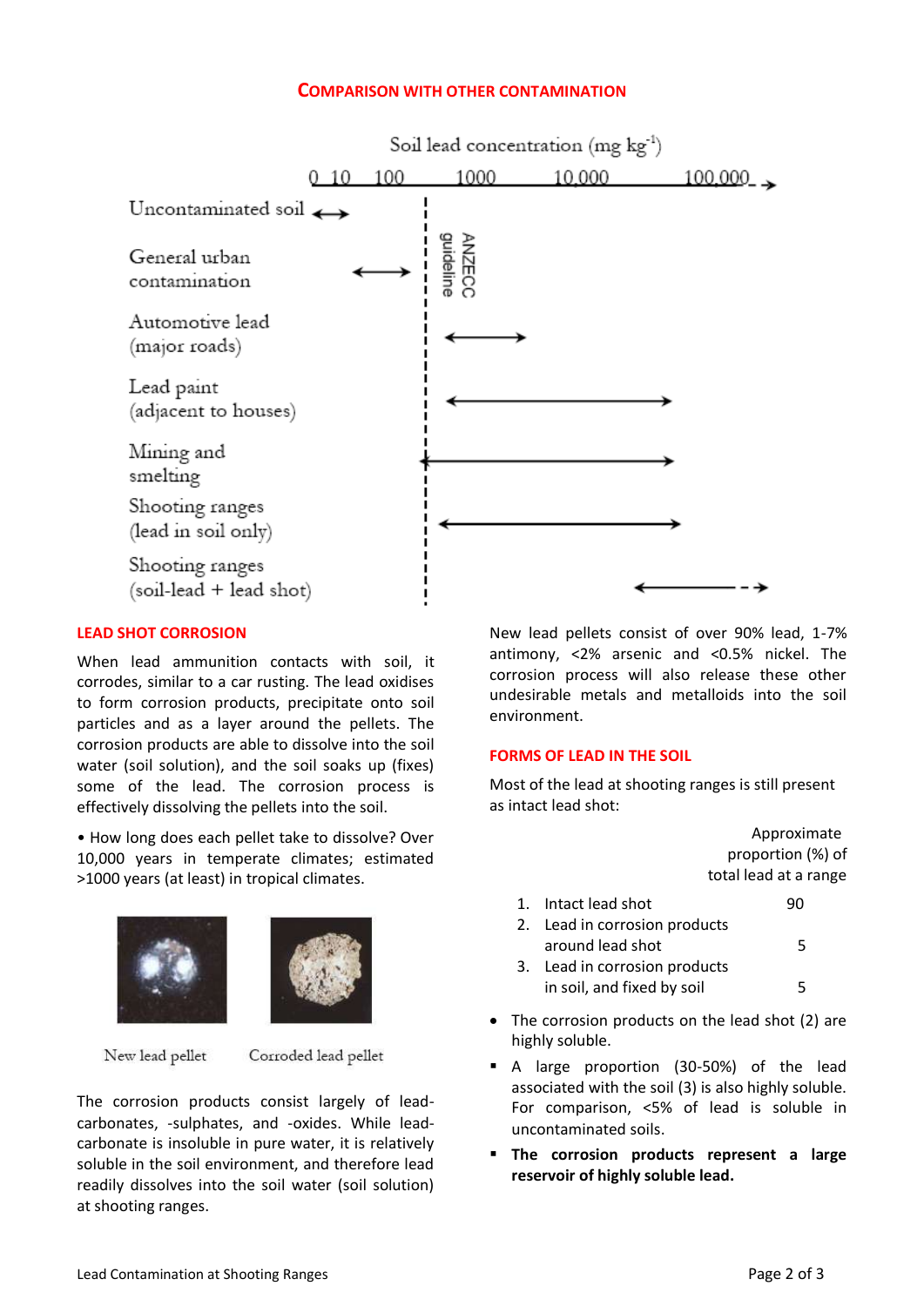## Comparison with Other Contamination

Soil lead concentration (mg kg$^{-1}$)

0 10 100 1000 10,000 100,000

Uncontaminated soil

General urban contamination

Automotive lead (major roads)

Lead paint (adjacent to houses)

Mining and smelting

Shooting ranges (lead in soil only)

Shooting ranges (soil-lead + lead shot)

ANZECC guideline

## Lead Shot Corrosion

When lead ammunition contacts with soil, it corrodes, similar to a car rusting. The lead oxidises to form corrosion products, precipitate onto soil particles and as a layer around the pellets. The corrosion products are able to dissolve into the soil water (soil solution), and the soil soaks up (fixes) some of the lead. The corrosion process is effectively dissolving the pellets into the soil.

• How long does each pellet take to dissolve? Over 10,000 years in temperate climates; estimated >1000 years (at least) in tropical climates.

New lead pellet Corroded lead pellet

The corrosion products consist largely of lead-carbonates, -sulphates, and -oxides. While lead-carbonate is insoluble in pure water, it is relatively soluble in the soil environment, and therefore lead readily dissolves into the soil water (soil solution) at shooting ranges.

New lead pellets consist of over 90% lead, 1-7% antimony, <2% arsenic and <0.5% nickel. The corrosion process will also release these other undesirable metals and metalloids into the soil environment.

## Forms of Lead in the Soil

Most of the lead at shooting ranges is still present as intact lead shot:

| | Approximate proportion (%) of total lead at a range |
|---|---|
| 1. Intact lead shot | 90 |
| 2. Lead in corrosion products around lead shot | 5 |
| 3. Lead in corrosion products in soil, and fixed by soil | 5 |

- The corrosion products on the lead shot (2) are highly soluble.
- A large proportion (30-50%) of the lead associated with the soil (3) is also highly soluble. For comparison, <5% of lead is soluble in uncontaminated soils.
- **The corrosion products represent a large reservoir of highly soluble lead.**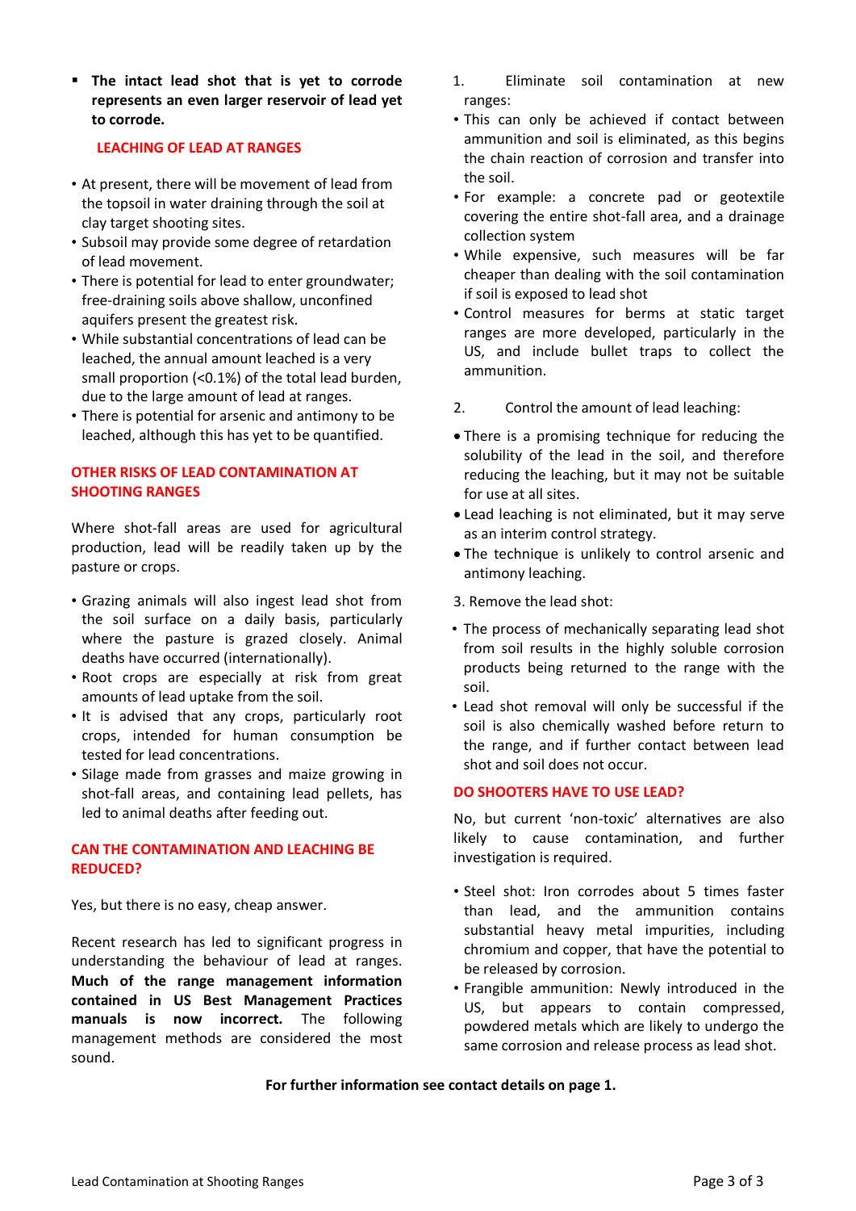- **The intact lead shot that is yet to corrode represents an even larger reservoir of lead yet to corrode.**

## LEACHING OF LEAD AT RANGES

- At present, there will be movement of lead from the topsoil in water draining through the soil at clay target shooting sites.
- Subsoil may provide some degree of retardation of lead movement.
- There is potential for lead to enter groundwater; free-draining soils above shallow, unconfined aquifers present the greatest risk.
- While substantial concentrations of lead can be leached, the annual amount leached is a very small proportion (<0.1%) of the total lead burden, due to the large amount of lead at ranges.
- There is potential for arsenic and antimony to be leached, although this has yet to be quantified.

## OTHER RISKS OF LEAD CONTAMINATION AT SHOOTING RANGES

Where shot-fall areas are used for agricultural production, lead will be readily taken up by the pasture or crops.

- Grazing animals will also ingest lead shot from the soil surface on a daily basis, particularly where the pasture is grazed closely. Animal deaths have occurred (internationally).
- Root crops are especially at risk from great amounts of lead uptake from the soil.
- It is advised that any crops, particularly root crops, intended for human consumption be tested for lead concentrations.
- Silage made from grasses and maize growing in shot-fall areas, and containing lead pellets, has led to animal deaths after feeding out.

## CAN THE CONTAMINATION AND LEACHING BE REDUCED?

Yes, but there is no easy, cheap answer.

Recent research has led to significant progress in understanding the behaviour of lead at ranges. **Much of the range management information contained in US Best Management Practices manuals is now incorrect.** The following management methods are considered the most sound.

1. Eliminate soil contamination at new ranges:

- This can only be achieved if contact between ammunition and soil is eliminated, as this begins the chain reaction of corrosion and transfer into the soil.
- For example: a concrete pad or geotextile covering the entire shot-fall area, and a drainage collection system
- While expensive, such measures will be far cheaper than dealing with the soil contamination if soil is exposed to lead shot
- Control measures for berms at static target ranges are more developed, particularly in the US, and include bullet traps to collect the ammunition.

2. Control the amount of lead leaching:

- There is a promising technique for reducing the solubility of the lead in the soil, and therefore reducing the leaching, but it may not be suitable for use at all sites.
- Lead leaching is not eliminated, but it may serve as an interim control strategy.
- The technique is unlikely to control arsenic and antimony leaching.

3. Remove the lead shot:

- The process of mechanically separating lead shot from soil results in the highly soluble corrosion products being returned to the range with the soil.
- Lead shot removal will only be successful if the soil is also chemically washed before return to the range, and if further contact between lead shot and soil does not occur.

## DO SHOOTERS HAVE TO USE LEAD?

No, but current 'non-toxic' alternatives are also likely to cause contamination, and further investigation is required.

- Steel shot: Iron corrodes about 5 times faster than lead, and the ammunition contains substantial heavy metal impurities, including chromium and copper, that have the potential to be released by corrosion.
- Frangible ammunition: Newly introduced in the US, but appears to contain compressed, powdered metals which are likely to undergo the same corrosion and release process as lead shot.

**For further information see contact details on page 1.**